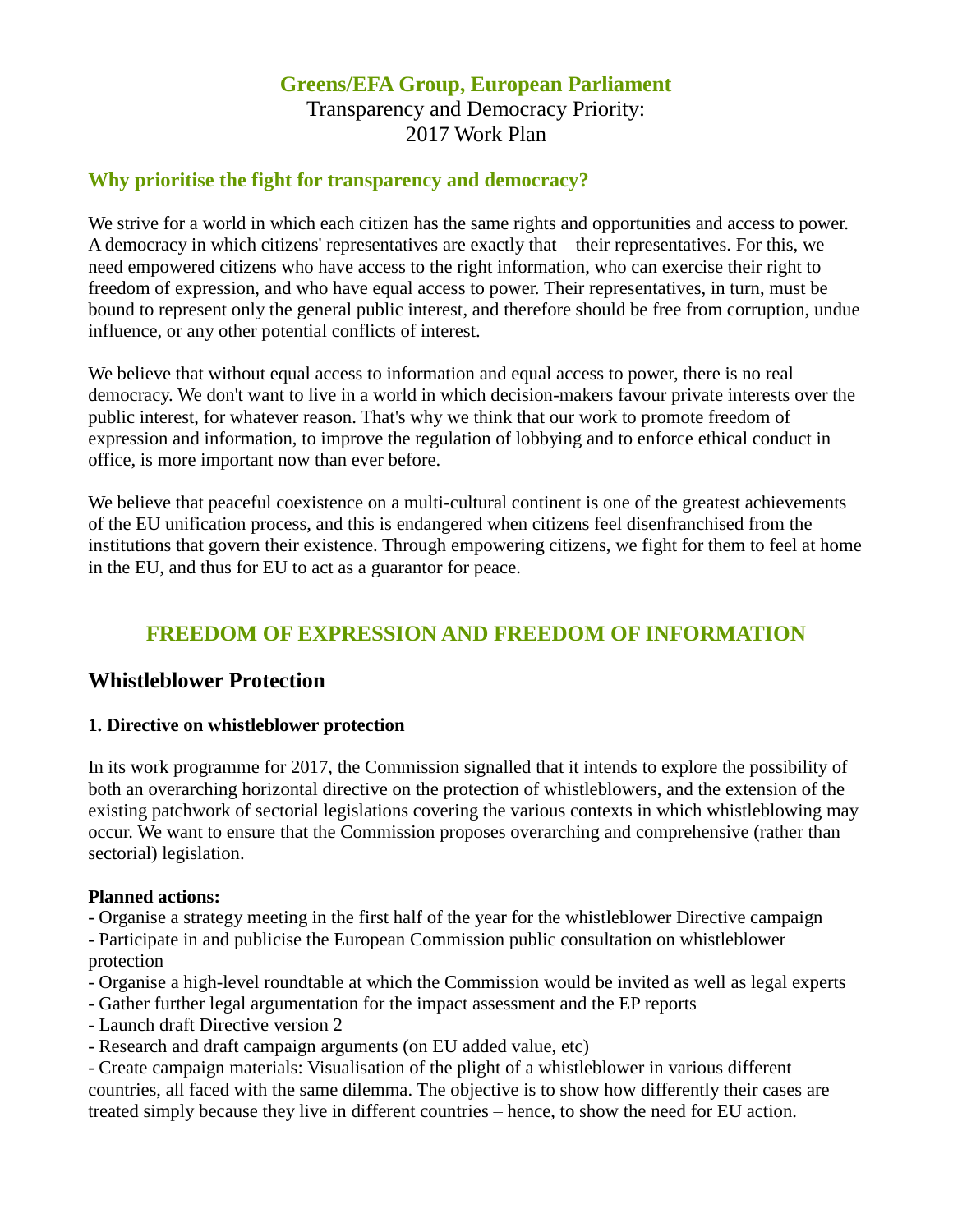# Greens/EFA Group, European Parliament

Transparency and Democracy Priority:
2017 Work Plan

## Why prioritise the fight for transparency and democracy?

We strive for a world in which each citizen has the same rights and opportunities and access to power. A democracy in which citizens' representatives are exactly that – their representatives. For this, we need empowered citizens who have access to the right information, who can exercise their right to freedom of expression, and who have equal access to power. Their representatives, in turn, must be bound to represent only the general public interest, and therefore should be free from corruption, undue influence, or any other potential conflicts of interest.

We believe that without equal access to information and equal access to power, there is no real democracy. We don't want to live in a world in which decision-makers favour private interests over the public interest, for whatever reason. That's why we think that our work to promote freedom of expression and information, to improve the regulation of lobbying and to enforce ethical conduct in office, is more important now than ever before.

We believe that peaceful coexistence on a multi-cultural continent is one of the greatest achievements of the EU unification process, and this is endangered when citizens feel disenfranchised from the institutions that govern their existence. Through empowering citizens, we fight for them to feel at home in the EU, and thus for EU to act as a guarantor for peace.

## FREEDOM OF EXPRESSION AND FREEDOM OF INFORMATION

### Whistleblower Protection

**1. Directive on whistleblower protection**

In its work programme for 2017, the Commission signalled that it intends to explore the possibility of both an overarching horizontal directive on the protection of whistleblowers, and the extension of the existing patchwork of sectorial legislations covering the various contexts in which whistleblowing may occur. We want to ensure that the Commission proposes overarching and comprehensive (rather than sectorial) legislation.

**Planned actions:**

- Organise a strategy meeting in the first half of the year for the whistleblower Directive campaign
- Participate in and publicise the European Commission public consultation on whistleblower protection
- Organise a high-level roundtable at which the Commission would be invited as well as legal experts
- Gather further legal argumentation for the impact assessment and the EP reports
- Launch draft Directive version 2
- Research and draft campaign arguments (on EU added value, etc)
- Create campaign materials: Visualisation of the plight of a whistleblower in various different countries, all faced with the same dilemma. The objective is to show how differently their cases are treated simply because they live in different countries – hence, to show the need for EU action.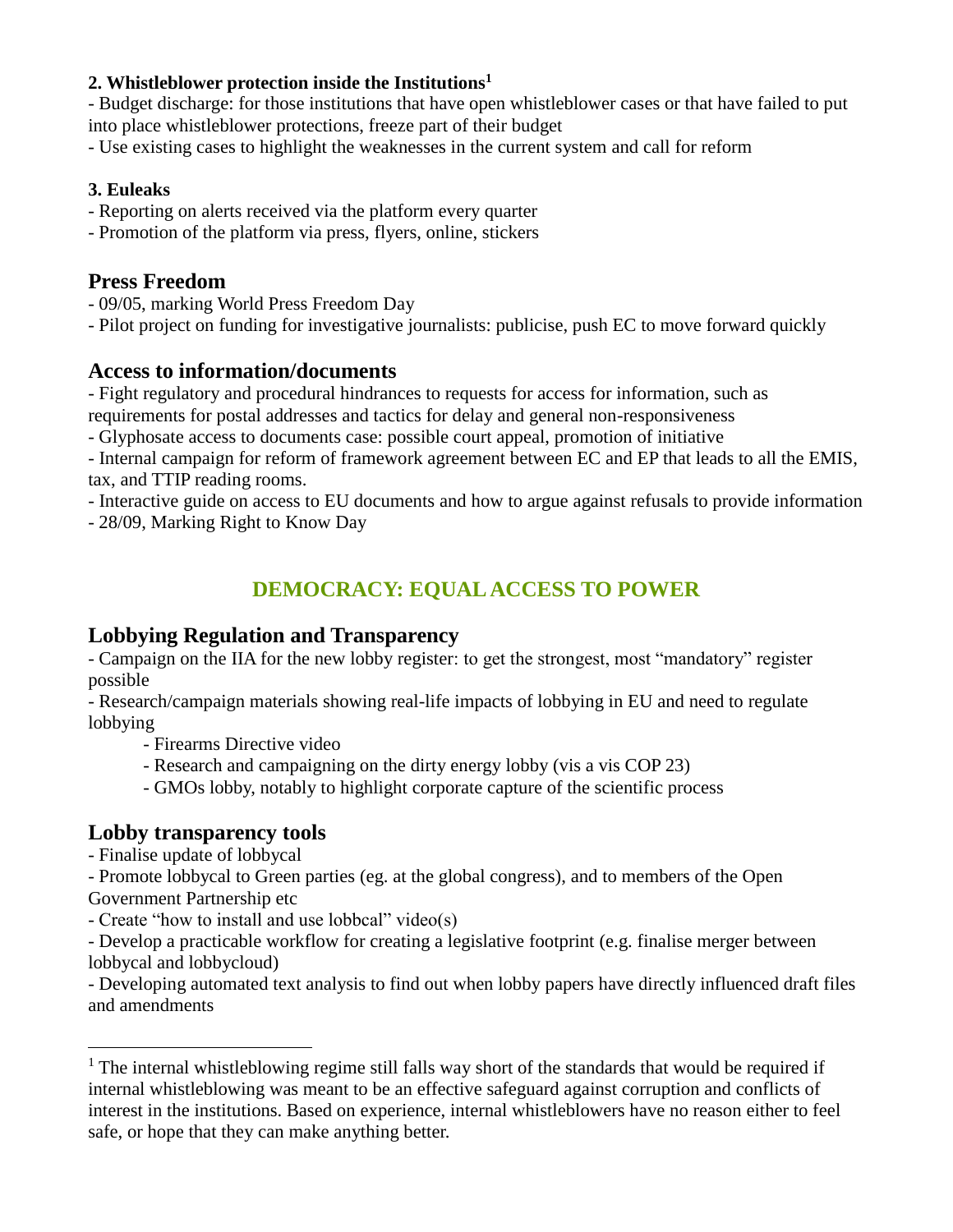**2. Whistleblower protection inside the Institutions[1]**

- Budget discharge: for those institutions that have open whistleblower cases or that have failed to put into place whistleblower protections, freeze part of their budget
- Use existing cases to highlight the weaknesses in the current system and call for reform

**3. Euleaks**

- Reporting on alerts received via the platform every quarter
- Promotion of the platform via press, flyers, online, stickers

## Press Freedom

- 09/05, marking World Press Freedom Day
- Pilot project on funding for investigative journalists: publicise, push EC to move forward quickly

## Access to information/documents

- Fight regulatory and procedural hindrances to requests for access for information, such as requirements for postal addresses and tactics for delay and general non-responsiveness
- Glyphosate access to documents case: possible court appeal, promotion of initiative
- Internal campaign for reform of framework agreement between EC and EP that leads to all the EMIS, tax, and TTIP reading rooms.
- Interactive guide on access to EU documents and how to argue against refusals to provide information
- 28/09, Marking Right to Know Day

# DEMOCRACY: EQUAL ACCESS TO POWER

## Lobbying Regulation and Transparency

- Campaign on the IIA for the new lobby register: to get the strongest, most "mandatory" register possible
- Research/campaign materials showing real-life impacts of lobbying in EU and need to regulate lobbying
    - Firearms Directive video
    - Research and campaigning on the dirty energy lobby (vis a vis COP 23)
    - GMOs lobby, notably to highlight corporate capture of the scientific process

## Lobby transparency tools

- Finalise update of lobbycal
- Promote lobbycal to Green parties (eg. at the global congress), and to members of the Open Government Partnership etc
- Create "how to install and use lobbcal" video(s)
- Develop a practicable workflow for creating a legislative footprint (e.g. finalise merger between lobbycal and lobbycloud)
- Developing automated text analysis to find out when lobby papers have directly influenced draft files and amendments

---

[1] The internal whistleblowing regime still falls way short of the standards that would be required if internal whistleblowing was meant to be an effective safeguard against corruption and conflicts of interest in the institutions. Based on experience, internal whistleblowers have no reason either to feel safe, or hope that they can make anything better.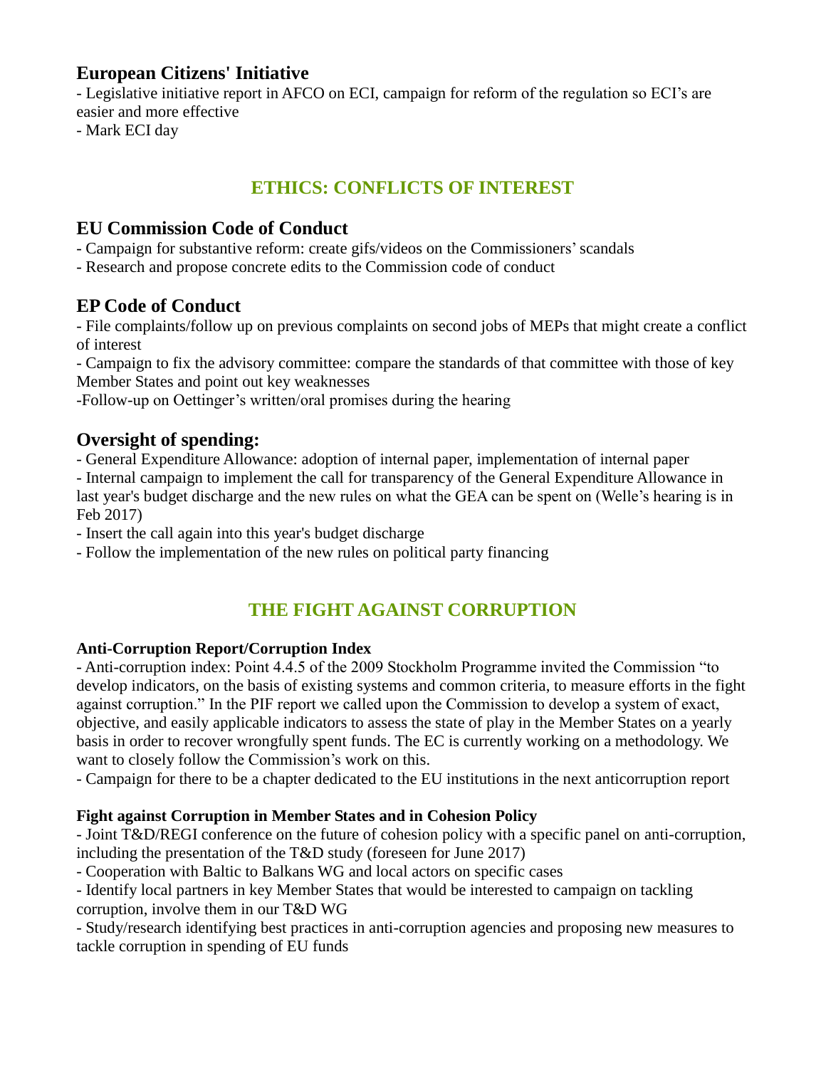## European Citizens' Initiative

- Legislative initiative report in AFCO on ECI, campaign for reform of the regulation so ECI's are easier and more effective
- Mark ECI day

# ETHICS: CONFLICTS OF INTEREST

## EU Commission Code of Conduct

- Campaign for substantive reform: create gifs/videos on the Commissioners' scandals
- Research and propose concrete edits to the Commission code of conduct

## EP Code of Conduct

- File complaints/follow up on previous complaints on second jobs of MEPs that might create a conflict of interest
- Campaign to fix the advisory committee: compare the standards of that committee with those of key Member States and point out key weaknesses
- Follow-up on Oettinger's written/oral promises during the hearing

## Oversight of spending:

- General Expenditure Allowance: adoption of internal paper, implementation of internal paper
- Internal campaign to implement the call for transparency of the General Expenditure Allowance in last year's budget discharge and the new rules on what the GEA can be spent on (Welle's hearing is in Feb 2017)
- Insert the call again into this year's budget discharge
- Follow the implementation of the new rules on political party financing

# THE FIGHT AGAINST CORRUPTION

### Anti-Corruption Report/Corruption Index

- Anti-corruption index: Point 4.4.5 of the 2009 Stockholm Programme invited the Commission "to develop indicators, on the basis of existing systems and common criteria, to measure efforts in the fight against corruption." In the PIF report we called upon the Commission to develop a system of exact, objective, and easily applicable indicators to assess the state of play in the Member States on a yearly basis in order to recover wrongfully spent funds. The EC is currently working on a methodology. We want to closely follow the Commission's work on this.
- Campaign for there to be a chapter dedicated to the EU institutions in the next anticorruption report

### Fight against Corruption in Member States and in Cohesion Policy

- Joint T&D/REGI conference on the future of cohesion policy with a specific panel on anti-corruption, including the presentation of the T&D study (foreseen for June 2017)
- Cooperation with Baltic to Balkans WG and local actors on specific cases
- Identify local partners in key Member States that would be interested to campaign on tackling corruption, involve them in our T&D WG
- Study/research identifying best practices in anti-corruption agencies and proposing new measures to tackle corruption in spending of EU funds